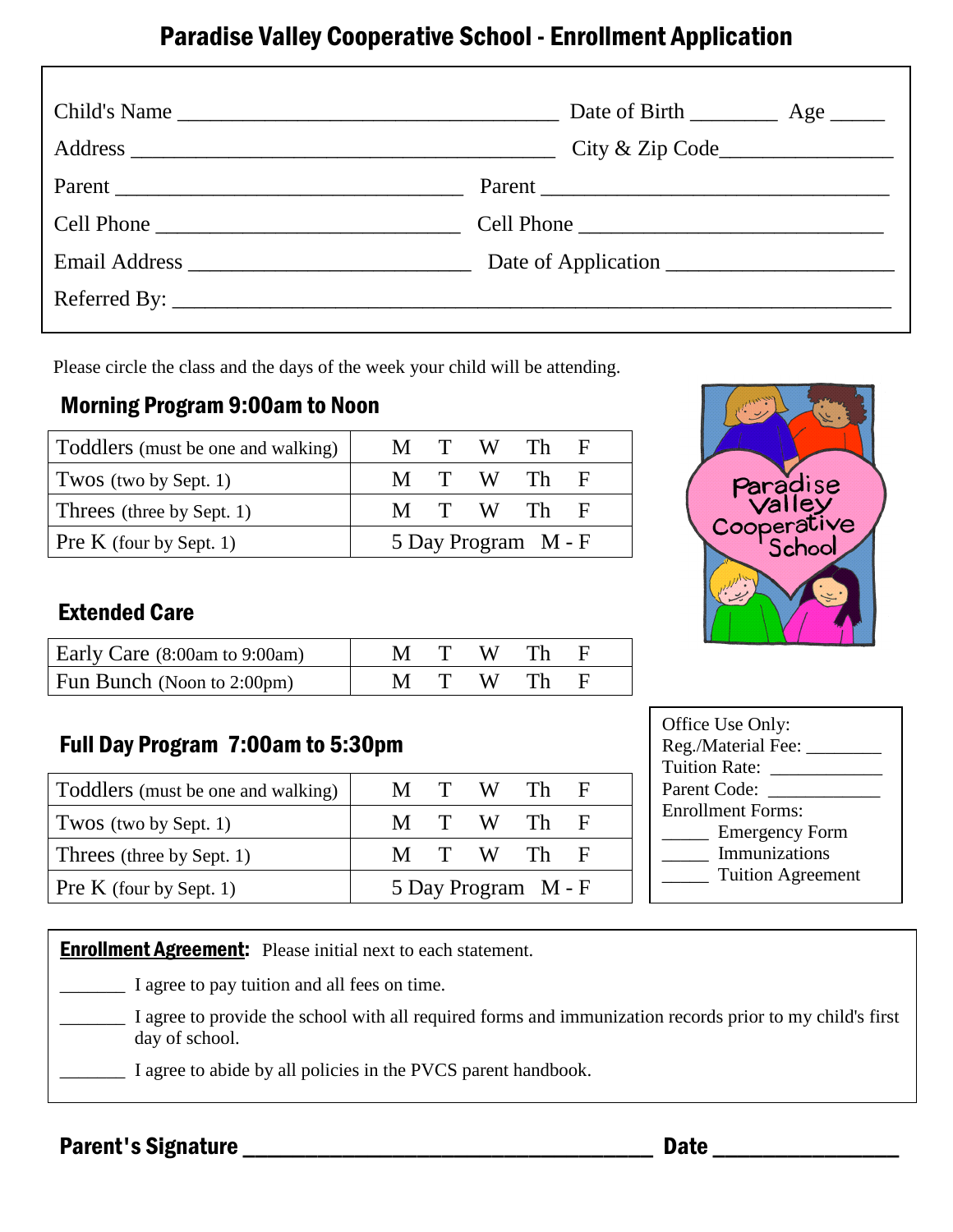# Paradise Valley Cooperative School - Enrollment Application

Child's Name ____________________________________ Date of Birth ________ Age _____

Address ________________________________________ City & Zip Code________________

Parent _________________________________ Parent _________________________________

Cell Phone ____________________________ Cell Phone _____________________________

Email Address __________________________ Date of Application ____________________

Referred By: ____________________________________________________________________

Please circle the class and the days of the week your child will be attending.

## Morning Program 9:00am to Noon

| | |
|---|---|
| Toddlers (must be one and walking) | M T W Th F |
| Twos (two by Sept. 1) | M T W Th F |
| Threes (three by Sept. 1) | M T W Th F |
| Pre K (four by Sept. 1) | 5 Day Program M - F |

## Extended Care

| | |
|---|---|
| Early Care (8:00am to 9:00am) | M T W Th F |
| Fun Bunch (Noon to 2:00pm) | M T W Th F |

## Full Day Program 7:00am to 5:30pm

| | |
|---|---|
| Toddlers (must be one and walking) | M T W Th F |
| Twos (two by Sept. 1) | M T W Th F |
| Threes (three by Sept. 1) | M T W Th F |
| Pre K (four by Sept. 1) | 5 Day Program M - F |

Office Use Only:
Reg./Material Fee: ________
Tuition Rate: ____________
Parent Code: ____________
Enrollment Forms:
_____ Emergency Form
_____ Immunizations
_____ Tuition Agreement

**Enrollment Agreement:** Please initial next to each statement.

_______ I agree to pay tuition and all fees on time.

_______ I agree to provide the school with all required forms and immunization records prior to my child's first day of school.

_______ I agree to abide by all policies in the PVCS parent handbook.

**Parent's Signature** __________________________________ **Date** ________________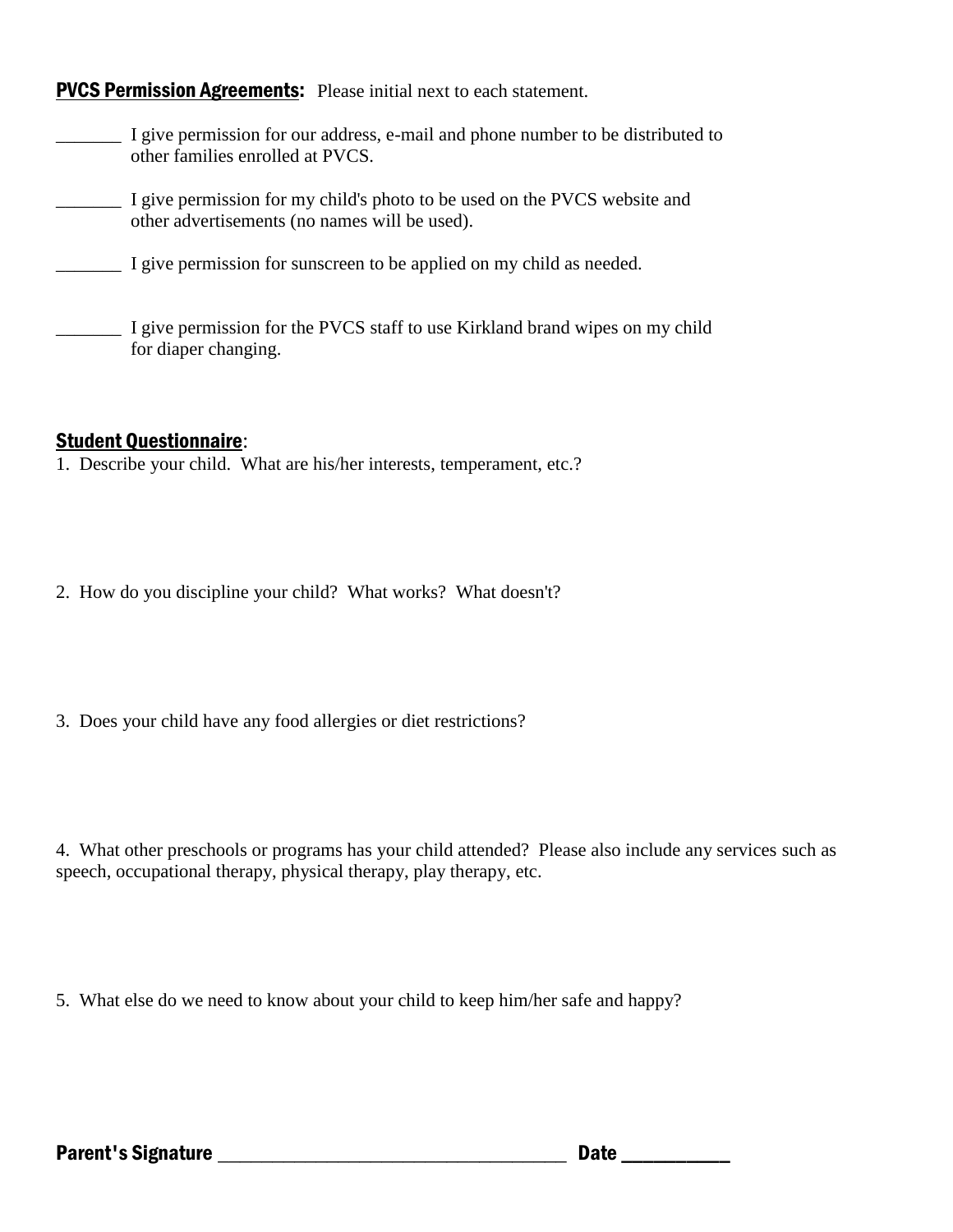**PVCS Permission Agreements:** Please initial next to each statement.

_______ I give permission for our address, e-mail and phone number to be distributed to other families enrolled at PVCS.

_______ I give permission for my child's photo to be used on the PVCS website and other advertisements (no names will be used).

_______ I give permission for sunscreen to be applied on my child as needed.

_______ I give permission for the PVCS staff to use Kirkland brand wipes on my child for diaper changing.

**Student Questionnaire**:

1. Describe your child. What are his/her interests, temperament, etc.?

2. How do you discipline your child? What works? What doesn't?

3. Does your child have any food allergies or diet restrictions?

4. What other preschools or programs has your child attended? Please also include any services such as speech, occupational therapy, physical therapy, play therapy, etc.

5. What else do we need to know about your child to keep him/her safe and happy?

**Parent's Signature** ___________________________________ **Date** __________